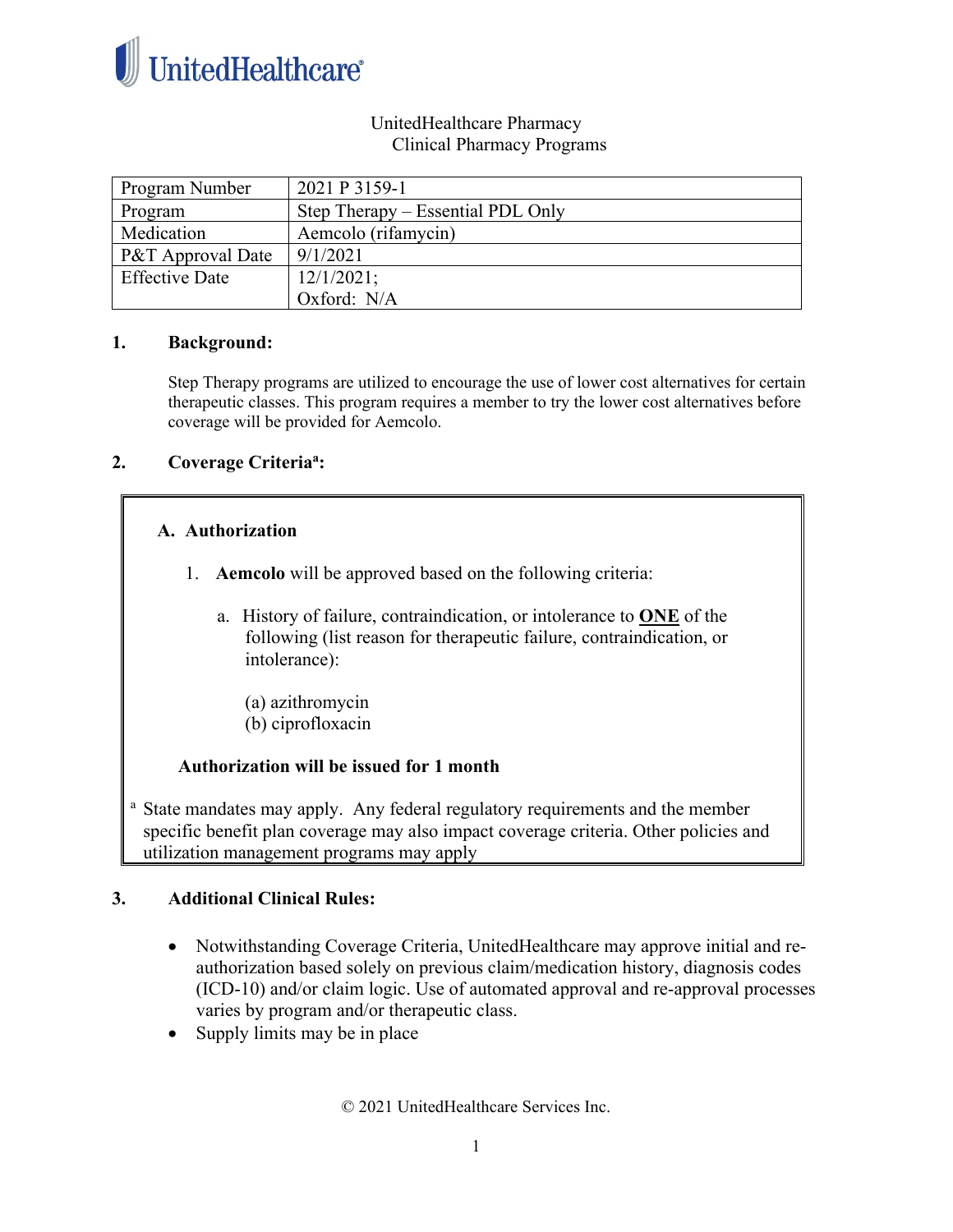UnitedHealthcare

UnitedHealthcare Pharmacy
Clinical Pharmacy Programs

| Program Number | 2021 P 3159-1 |
|---|---|
| Program | Step Therapy – Essential PDL Only |
| Medication | Aemcolo (rifamycin) |
| P&T Approval Date | 9/1/2021 |
| Effective Date | 12/1/2021;<br>Oxford: N/A |

## 1. Background:

Step Therapy programs are utilized to encourage the use of lower cost alternatives for certain therapeutic classes. This program requires a member to try the lower cost alternatives before coverage will be provided for Aemcolo.

## 2. Coverage Criteria[a]:

### A. Authorization

1. **Aemcolo** will be approved based on the following criteria:

   a. History of failure, contraindication, or intolerance to **ONE** of the following (list reason for therapeutic failure, contraindication, or intolerance):

      (a) azithromycin
      (b) ciprofloxacin

**Authorization will be issued for 1 month**

[a] State mandates may apply. Any federal regulatory requirements and the member specific benefit plan coverage may also impact coverage criteria. Other policies and utilization management programs may apply

## 3. Additional Clinical Rules:

- Notwithstanding Coverage Criteria, UnitedHealthcare may approve initial and re-authorization based solely on previous claim/medication history, diagnosis codes (ICD-10) and/or claim logic. Use of automated approval and re-approval processes varies by program and/or therapeutic class.
- Supply limits may be in place

© 2021 UnitedHealthcare Services Inc.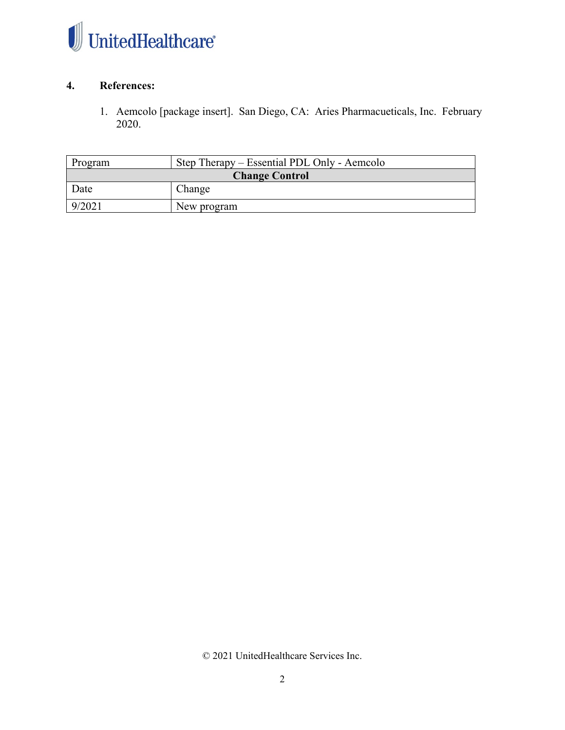## 4. References:

1. Aemcolo [package insert]. San Diego, CA: Aries Pharmacueticals, Inc. February 2020.

| Program | Step Therapy – Essential PDL Only - Aemcolo |
|---|---|
| **Change Control** | |
| Date | Change |
| 9/2021 | New program |

© 2021 UnitedHealthcare Services Inc.